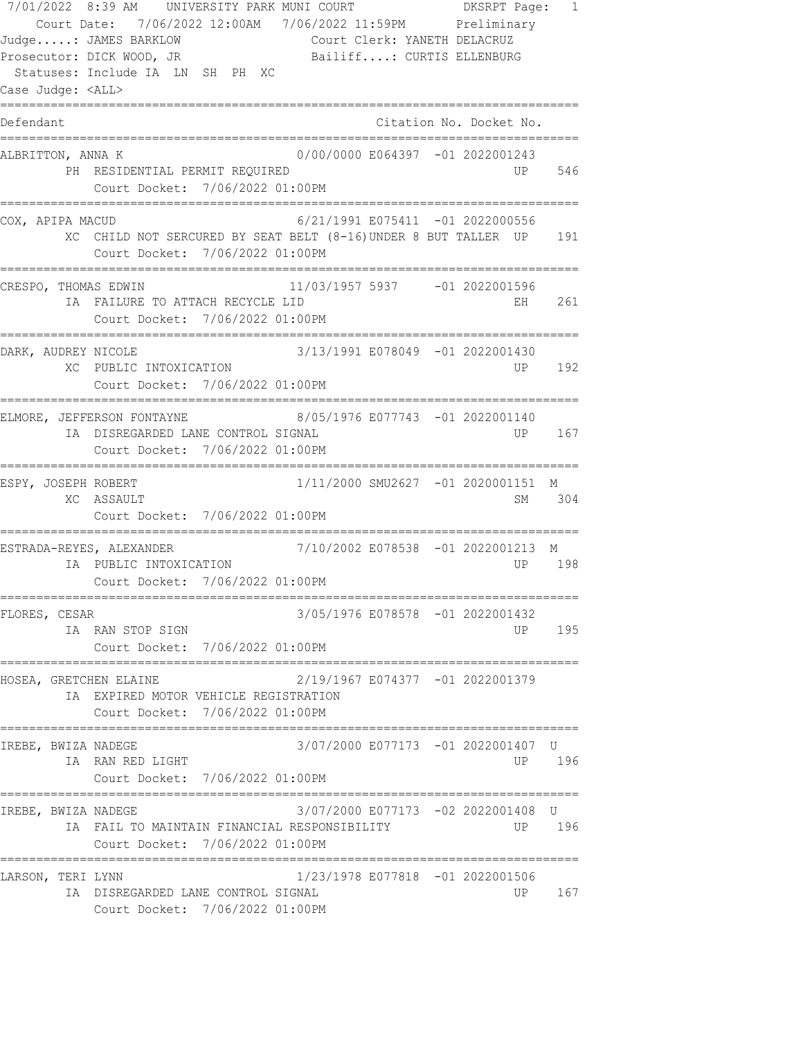7/01/2022 8:39 AM UNIVERSITY PARK MUNI COURT DKSRPT Page: 1

Court Date: 7/06/2022 12:00AM 7/06/2022 11:59PM Preliminary

Judge.....: JAMES BARKLOW Court Clerk: YANETH DELACRUZ

Prosecutor: DICK WOOD, JR Bailiff....: CURTIS ELLENBURG

Statuses: Include IA LN SH PH XC

Case Judge: <ALL>

| Defendant | DOB | Citation No. | Docket No. | | | |
|---|---|---|---|---|---|---|
| ALBRITTON, ANNA K | 0/00/0000 | E064397 -01 | 2022001243 | | | |
| PH RESIDENTIAL PERMIT REQUIRED | | | | | UP | 546 |
| Court Docket: 7/06/2022 01:00PM | | | | | | |
| COX, APIPA MACUD | 6/21/1991 | E075411 -01 | 2022000556 | | | |
| XC CHILD NOT SERCURED BY SEAT BELT (8-16)UNDER 8 BUT TALLER | | | | | UP | 191 |
| Court Docket: 7/06/2022 01:00PM | | | | | | |
| CRESPO, THOMAS EDWIN | 11/03/1957 | 5937 -01 | 2022001596 | | | |
| IA FAILURE TO ATTACH RECYCLE LID | | | | | EH | 261 |
| Court Docket: 7/06/2022 01:00PM | | | | | | |
| DARK, AUDREY NICOLE | 3/13/1991 | E078049 -01 | 2022001430 | | | |
| XC PUBLIC INTOXICATION | | | | | UP | 192 |
| Court Docket: 7/06/2022 01:00PM | | | | | | |
| ELMORE, JEFFERSON FONTAYNE | 8/05/1976 | E077743 -01 | 2022001140 | | | |
| IA DISREGARDED LANE CONTROL SIGNAL | | | | | UP | 167 |
| Court Docket: 7/06/2022 01:00PM | | | | | | |
| ESPY, JOSEPH ROBERT | 1/11/2000 | SMU2627 -01 | 2020001151 | M | | |
| XC ASSAULT | | | | | SM | 304 |
| Court Docket: 7/06/2022 01:00PM | | | | | | |
| ESTRADA-REYES, ALEXANDER | 7/10/2002 | E078538 -01 | 2022001213 | M | | |
| IA PUBLIC INTOXICATION | | | | | UP | 198 |
| Court Docket: 7/06/2022 01:00PM | | | | | | |
| FLORES, CESAR | 3/05/1976 | E078578 -01 | 2022001432 | | | |
| IA RAN STOP SIGN | | | | | UP | 195 |
| Court Docket: 7/06/2022 01:00PM | | | | | | |
| HOSEA, GRETCHEN ELAINE | 2/19/1967 | E074377 -01 | 2022001379 | | | |
| IA EXPIRED MOTOR VEHICLE REGISTRATION | | | | | | |
| Court Docket: 7/06/2022 01:00PM | | | | | | |
| IREBE, BWIZA NADEGE | 3/07/2000 | E077173 -01 | 2022001407 | U | | |
| IA RAN RED LIGHT | | | | | UP | 196 |
| Court Docket: 7/06/2022 01:00PM | | | | | | |
| IREBE, BWIZA NADEGE | 3/07/2000 | E077173 -02 | 2022001408 | U | | |
| IA FAIL TO MAINTAIN FINANCIAL RESPONSIBILITY | | | | | UP | 196 |
| Court Docket: 7/06/2022 01:00PM | | | | | | |
| LARSON, TERI LYNN | 1/23/1978 | E077818 -01 | 2022001506 | | | |
| IA DISREGARDED LANE CONTROL SIGNAL | | | | | UP | 167 |
| Court Docket: 7/06/2022 01:00PM | | | | | | |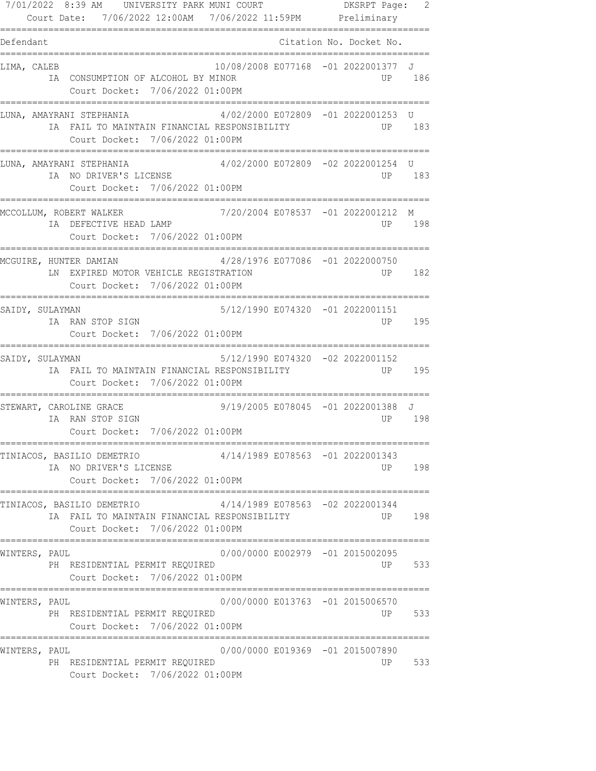7/01/2022 8:39 AM UNIVERSITY PARK MUNI COURT DKSRPT Page: 2
Court Date: 7/06/2022 12:00AM 7/06/2022 11:59PM Preliminary

| Defendant | | Citation No. | Docket No. | | | |
|---|---|---|---|---|---|---|
| LIMA, CALEB | 10/08/2008 | E077168 -01 | 2022001377 | J | | |
| IA CONSUMPTION OF ALCOHOL BY MINOR | | | | | UP | 186 |
| Court Docket: 7/06/2022 01:00PM | | | | | | |
| LUNA, AMAYRANI STEPHANIA | 4/02/2000 | E072809 -01 | 2022001253 | U | | |
| IA FAIL TO MAINTAIN FINANCIAL RESPONSIBILITY | | | | | UP | 183 |
| Court Docket: 7/06/2022 01:00PM | | | | | | |
| LUNA, AMAYRANI STEPHANIA | 4/02/2000 | E072809 -02 | 2022001254 | U | | |
| IA NO DRIVER'S LICENSE | | | | | UP | 183 |
| Court Docket: 7/06/2022 01:00PM | | | | | | |
| MCCOLLUM, ROBERT WALKER | 7/20/2004 | E078537 -01 | 2022001212 | M | | |
| IA DEFECTIVE HEAD LAMP | | | | | UP | 198 |
| Court Docket: 7/06/2022 01:00PM | | | | | | |
| MCGUIRE, HUNTER DAMIAN | 4/28/1976 | E077086 -01 | 2022000750 | | | |
| LN EXPIRED MOTOR VEHICLE REGISTRATION | | | | | UP | 182 |
| Court Docket: 7/06/2022 01:00PM | | | | | | |
| SAIDY, SULAYMAN | 5/12/1990 | E074320 -01 | 2022001151 | | | |
| IA RAN STOP SIGN | | | | | UP | 195 |
| Court Docket: 7/06/2022 01:00PM | | | | | | |
| SAIDY, SULAYMAN | 5/12/1990 | E074320 -02 | 2022001152 | | | |
| IA FAIL TO MAINTAIN FINANCIAL RESPONSIBILITY | | | | | UP | 195 |
| Court Docket: 7/06/2022 01:00PM | | | | | | |
| STEWART, CAROLINE GRACE | 9/19/2005 | E078045 -01 | 2022001388 | J | | |
| IA RAN STOP SIGN | | | | | UP | 198 |
| Court Docket: 7/06/2022 01:00PM | | | | | | |
| TINIACOS, BASILIO DEMETRIO | 4/14/1989 | E078563 -01 | 2022001343 | | | |
| IA NO DRIVER'S LICENSE | | | | | UP | 198 |
| Court Docket: 7/06/2022 01:00PM | | | | | | |
| TINIACOS, BASILIO DEMETRIO | 4/14/1989 | E078563 -02 | 2022001344 | | | |
| IA FAIL TO MAINTAIN FINANCIAL RESPONSIBILITY | | | | | UP | 198 |
| Court Docket: 7/06/2022 01:00PM | | | | | | |
| WINTERS, PAUL | 0/00/0000 | E002979 -01 | 2015002095 | | | |
| PH RESIDENTIAL PERMIT REQUIRED | | | | | UP | 533 |
| Court Docket: 7/06/2022 01:00PM | | | | | | |
| WINTERS, PAUL | 0/00/0000 | E013763 -01 | 2015006570 | | | |
| PH RESIDENTIAL PERMIT REQUIRED | | | | | UP | 533 |
| Court Docket: 7/06/2022 01:00PM | | | | | | |
| WINTERS, PAUL | 0/00/0000 | E019369 -01 | 2015007890 | | | |
| PH RESIDENTIAL PERMIT REQUIRED | | | | | UP | 533 |
| Court Docket: 7/06/2022 01:00PM | | | | | | |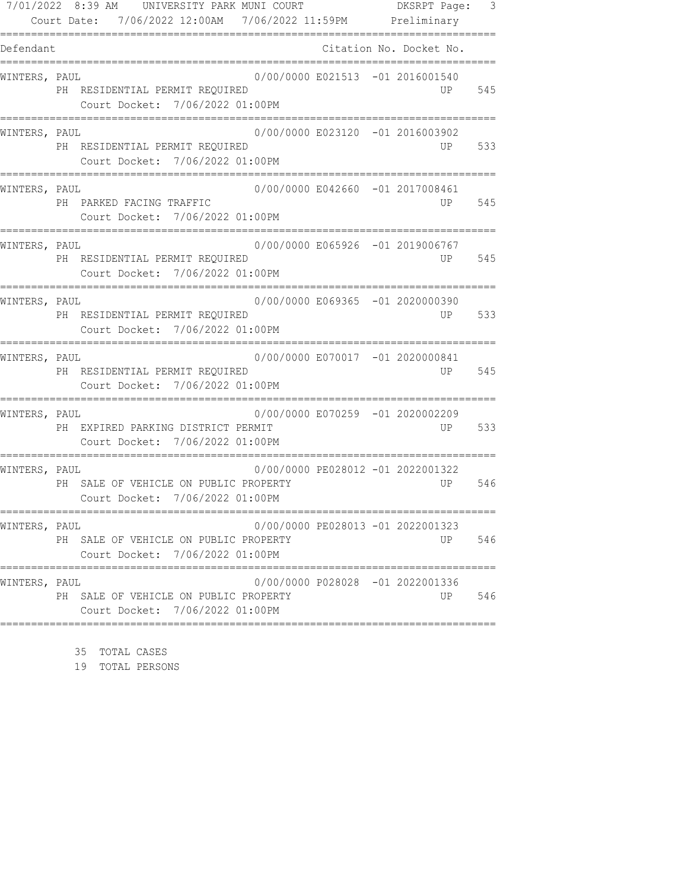7/01/2022 8:39 AM UNIVERSITY PARK MUNI COURT DKSRPT Page: 3
Court Date: 7/06/2022 12:00AM 7/06/2022 11:59PM Preliminary

| Defendant | Citation No. | Docket No. | | |
|---|---|---|---|---|
| WINTERS, PAUL | 0/00/0000 E021513 -01 | 2016001540 | | |
| PH RESIDENTIAL PERMIT REQUIRED | | | UP | 545 |
| Court Docket: 7/06/2022 01:00PM | | | | |
| WINTERS, PAUL | 0/00/0000 E023120 -01 | 2016003902 | | |
| PH RESIDENTIAL PERMIT REQUIRED | | | UP | 533 |
| Court Docket: 7/06/2022 01:00PM | | | | |
| WINTERS, PAUL | 0/00/0000 E042660 -01 | 2017008461 | | |
| PH PARKED FACING TRAFFIC | | | UP | 545 |
| Court Docket: 7/06/2022 01:00PM | | | | |
| WINTERS, PAUL | 0/00/0000 E065926 -01 | 2019006767 | | |
| PH RESIDENTIAL PERMIT REQUIRED | | | UP | 545 |
| Court Docket: 7/06/2022 01:00PM | | | | |
| WINTERS, PAUL | 0/00/0000 E069365 -01 | 2020000390 | | |
| PH RESIDENTIAL PERMIT REQUIRED | | | UP | 533 |
| Court Docket: 7/06/2022 01:00PM | | | | |
| WINTERS, PAUL | 0/00/0000 E070017 -01 | 2020000841 | | |
| PH RESIDENTIAL PERMIT REQUIRED | | | UP | 545 |
| Court Docket: 7/06/2022 01:00PM | | | | |
| WINTERS, PAUL | 0/00/0000 E070259 -01 | 2020002209 | | |
| PH EXPIRED PARKING DISTRICT PERMIT | | | UP | 533 |
| Court Docket: 7/06/2022 01:00PM | | | | |
| WINTERS, PAUL | 0/00/0000 PE028012 -01 | 2022001322 | | |
| PH SALE OF VEHICLE ON PUBLIC PROPERTY | | | UP | 546 |
| Court Docket: 7/06/2022 01:00PM | | | | |
| WINTERS, PAUL | 0/00/0000 PE028013 -01 | 2022001323 | | |
| PH SALE OF VEHICLE ON PUBLIC PROPERTY | | | UP | 546 |
| Court Docket: 7/06/2022 01:00PM | | | | |
| WINTERS, PAUL | 0/00/0000 P028028 -01 | 2022001336 | | |
| PH SALE OF VEHICLE ON PUBLIC PROPERTY | | | UP | 546 |
| Court Docket: 7/06/2022 01:00PM | | | | |

35 TOTAL CASES
19 TOTAL PERSONS